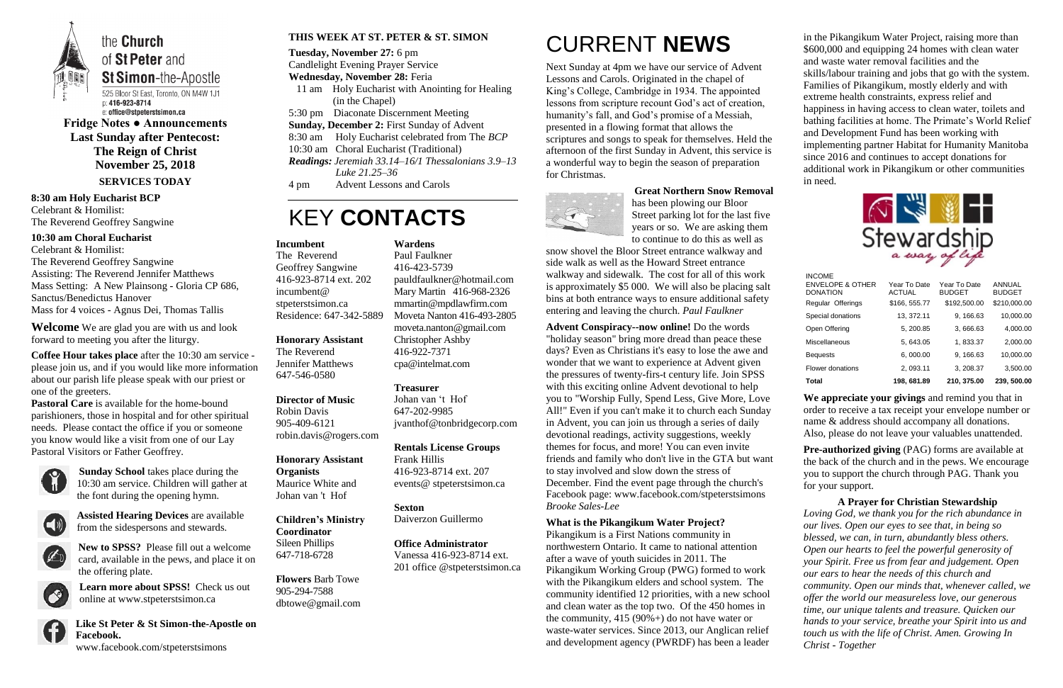the **Church** of **St Peter** and **St Simon**-the-Apostle

525 Bloor St East, Toronto, ON M4W 1J1
p: 416-923-8714
e: office@stpeterstsimon.ca

**Fridge Notes ● Announcements**
**Last Sunday after Pentecost:**
**The Reign of Christ**
**November 25, 2018**

**SERVICES TODAY**

**8:30 am Holy Eucharist BCP**
Celebrant & Homilist:
The Reverend Geoffrey Sangwine

**10:30 am Choral Eucharist**
Celebrant & Homilist:
The Reverend Geoffrey Sangwine
Assisting: The Reverend Jennifer Matthews
Mass Setting: A New Plainsong - Gloria CP 686, Sanctus/Benedictus Hanover
Mass for 4 voices - Agnus Dei, Thomas Tallis

**Welcome** We are glad you are with us and look forward to meeting you after the liturgy.

**Coffee Hour takes place** after the 10:30 am service - please join us, and if you would like more information about our parish life please speak with our priest or one of the greeters.

**Pastoral Care** is available for the home-bound parishioners, those in hospital and for other spiritual needs. Please contact the office if you or someone you know would like a visit from one of our Lay Pastoral Visitors or Father Geoffrey.

**Sunday School** takes place during the 10:30 am service. Children will gather at the font during the opening hymn.

**Assisted Hearing Devices** are available from the sidespersons and stewards.

**New to SPSS?** Please fill out a welcome card, available in the pews, and place it on the offering plate.

**Learn more about SPSS!** Check us out online at www.stpeterstsimon.ca

**Like St Peter & St Simon-the-Apostle on Facebook.**
www.facebook.com/stpeterstsimons

## THIS WEEK AT ST. PETER & ST. SIMON

**Tuesday, November 27:** 6 pm
Candlelight Evening Prayer Service
**Wednesday, November 28:** Feria
11 am Holy Eucharist with Anointing for Healing (in the Chapel)
5:30 pm Diaconate Discernment Meeting
**Sunday, December 2:** First Sunday of Advent
8:30 am Holy Eucharist celebrated from The *BCP*
10:30 am Choral Eucharist (Traditional)
***Readings:*** *Jeremiah 33.14–16/1 Thessalonians 3.9–13 Luke 21.25–36*
4 pm Advent Lessons and Carols

# KEY **CONTACTS**

**Incumbent**
The Reverend Geoffrey Sangwine
416-923-8714 ext. 202
incumbent@stpeterstsimon.ca
Residence: 647-342-5889

**Honorary Assistant**
The Reverend Jennifer Matthews
647-546-0580

**Director of Music**
Robin Davis
905-409-6121
robin.davis@rogers.com

**Honorary Assistant Organists**
Maurice White and Johan van 't Hof

**Children's Ministry Coordinator**
Sileen Phillips
647-718-6728

**Flowers** Barb Towe
905-294-7588
dbtowe@gmail.com

**Wardens**
Paul Faulkner
416-423-5739
pauldfaulkner@hotmail.com
Mary Martin 416-968-2326
mmartin@mpdlawfirm.com
Moveta Nanton 416-493-2805
moveta.nanton@gmail.com
Christopher Ashby
416-922-7371
cpa@intelmat.com

**Treasurer**
Johan van 't Hof
647-202-9985
jvanthof@tonbridgecorp.com

**Rentals License Groups**
Frank Hillis
416-923-8714 ext. 207
events@ stpeterstsimon.ca

**Sexton**
Daiverzon Guillermo

**Office Administrator**
Vanessa 416-923-8714 ext. 201 office @stpeterstsimon.ca

# CURRENT **NEWS**

Next Sunday at 4pm we have our service of Advent Lessons and Carols. Originated in the chapel of King's College, Cambridge in 1934. The appointed lessons from scripture recount God's act of creation, humanity's fall, and God's promise of a Messiah, presented in a flowing format that allows the scriptures and songs to speak for themselves. Held the afternoon of the first Sunday in Advent, this service is a wonderful way to begin the season of preparation for Christmas.

**Great Northern Snow Removal** has been plowing our Bloor Street parking lot for the last five years or so. We are asking them to continue to do this as well as snow shovel the Bloor Street entrance walkway and side walk as well as the Howard Street entrance walkway and sidewalk. The cost for all of this work is approximately $5 000. We will also be placing salt bins at both entrance ways to ensure additional safety entering and leaving the church. *Paul Faulkner*

**Advent Conspiracy--now online!** Do the words "holiday season" bring more dread than peace these days? Even as Christians it's easy to lose the awe and wonder that we want to experience at Advent given the pressures of twenty-firs-t century life. Join SPSS with this exciting online Advent devotional to help you to "Worship Fully, Spend Less, Give More, Love All!" Even if you can't make it to church each Sunday in Advent, you can join us through a series of daily devotional readings, activity suggestions, weekly themes for focus, and more! You can even invite friends and family who don't live in the GTA but want to stay involved and slow down the stress of December. Find the event page through the church's Facebook page: www.facebook.com/stpeterstsimons *Brooke Sales-Lee*

**What is the Pikangikum Water Project?**
Pikangikum is a First Nations community in northwestern Ontario. It came to national attention after a wave of youth suicides in 2011. The Pikangikum Working Group (PWG) formed to work with the Pikangikum elders and school system. The community identified 12 priorities, with a new school and clean water as the top two. Of the 450 homes in the community, 415 (90%+) do not have water or waste-water services. Since 2013, our Anglican relief and development agency (PWRDF) has been a leader in the Pikangikum Water Project, raising more than $600,000 and equipping 24 homes with clean water and waste water removal facilities and the skills/labour training and jobs that go with the system. Families of Pikangikum, mostly elderly and with extreme health constraints, express relief and happiness in having access to clean water, toilets and bathing facilities at home. The Primate's World Relief and Development Fund has been working with implementing partner Habitat for Humanity Manitoba since 2016 and continues to accept donations for additional work in Pikangikum or other communities in need.

Stewardship *a way of life*

| INCOME ENVELOPE & OTHER DONATION | Year To Date ACTUAL | Year To Date BUDGET | ANNUAL BUDGET |
|---|---|---|---|
| Regular Offerings | $166, 555.77 | $192,500.00 | $210,000.00 |
| Special donations | 13, 372.11 | 9, 166.63 | 10,000.00 |
| Open Offering | 5, 200.85 | 3, 666.63 | 4,000.00 |
| Miscellaneous | 5, 643.05 | 1, 833.37 | 2,000.00 |
| Bequests | 6, 000.00 | 9, 166.63 | 10,000.00 |
| Flower donations | 2, 093.11 | 3, 208.37 | 3,500.00 |
| **Total** | **198, 681.89** | **210, 375.00** | **239, 500.00** |

**We appreciate your givings** and remind you that in order to receive a tax receipt your envelope number or name & address should accompany all donations. Also, please do not leave your valuables unattended.

**Pre-authorized giving** (PAG) forms are available at the back of the church and in the pews. We encourage you to support the church through PAG. Thank you for your support.

**A Prayer for Christian Stewardship**
*Loving God, we thank you for the rich abundance in our lives. Open our eyes to see that, in being so blessed, we can, in turn, abundantly bless others. Open our hearts to feel the powerful generosity of your Spirit. Free us from fear and judgement. Open our ears to hear the needs of this church and community. Open our minds that, whenever called, we offer the world our measureless love, our generous time, our unique talents and treasure. Quicken our hands to your service, breathe your Spirit into us and touch us with the life of Christ. Amen. Growing In Christ - Together*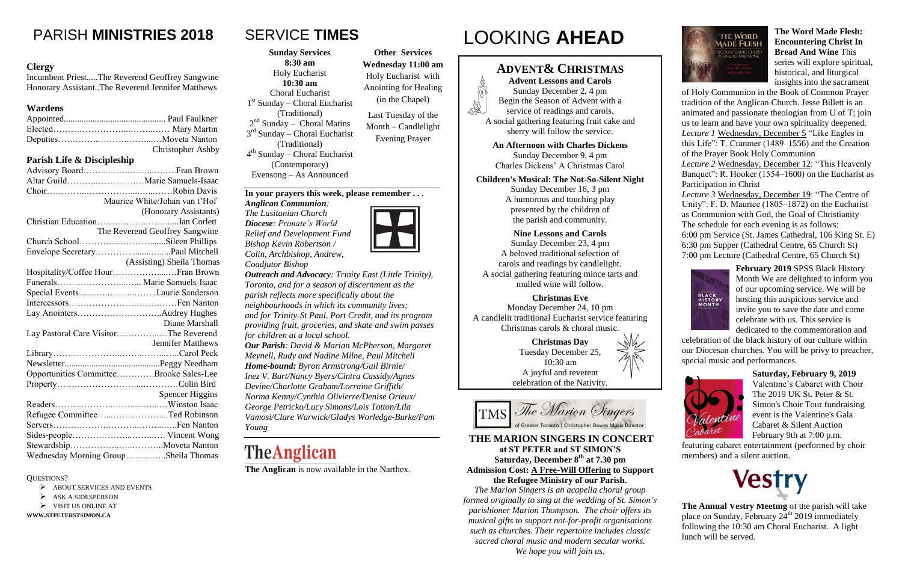# PARISH **MINISTRIES 2018**

### Clergy

Incumbent Priest.....The Reverend Geoffrey Sangwine
Honorary Assistant..The Reverend Jennifer Matthews

### Wardens

Appointed.............................................. Paul Faulkner
Elected……………………...…….…… Mary Martin
Deputies…………...………..……...….Moveta Nanton
Christopher Ashby

### Parish Life & Discipleship

Advisory Board……...……...…….......……Fran Brown
Altar Guild………..………….…Marie Samuels-Isaac
Choir………….…………….…....…….……Robin Davis
Maurice White/Johan van t'Hof
(Honorary Assistants)
Christian Education………………..……......Ian Corlett
The Reverend Geoffrey Sangwine
Church School………………………......Sileen Phillips
Envelope Secretary…………........…....Paul Mitchell
(Assisting) Sheila Thomas
Hospitality/Coffee Hour……………....….Fran Brown
Funerals……………………...….... Marie Samuels-Isaac
Special Events……….……...……..Laurie Sanderson
Intercessors…………………………….……Fen Nanton
Lay Anointers………………………..Audrey Hughes
Diane Marshall
Lay Pastoral Care Visitor……………...…The Reverend
Jennifer Matthews
Library…………………..……..……...…..Carol Peck
Newsletter..........................................Peggy Needham
Opportunities Committee………….Brooke Sales-Lee
Property……………………….....……….Colin Bird
Spencer Higgins
Readers………………..…….…….…...…Winston Isaac
Refugee Committee…....……..………..Ted Robinson
Servers……………….……….……...…..Fen Nanton
Sides-people……………….....……..…. Vincent Wong
Stewardship…………….…..………..Moveta Nanton
Wednesday Morning Group…………..Sheila Thomas

QUESTIONS?

- ABOUT SERVICES AND EVENTS
- ASK A SIDESPERSON
- VISIT US ONLINE AT

**WWW.STPETERSTSIMON.CA**

# SERVICE **TIMES**

**Sunday Services**
**8:30 am**
Holy Eucharist
**10:30 am**
Choral Eucharist
1st Sunday – Choral Eucharist (Traditional)
2nd Sunday – Choral Matins
3rd Sunday – Choral Eucharist (Traditional)
4th Sunday – Choral Eucharist (Contemporary)
Evensong – As Announced

**Other Services**
**Wednesday 11:00 am**
Holy Eucharist with Anointing for Healing (in the Chapel)

Last Tuesday of the Month – Candlelight Evening Prayer

**In your prayers this week, please remember . . .**

***Anglican Communion:*** *The Lusitanian Church*
***Diocese****: Primate's World Relief and Development Fund*
*Bishop Kevin Robertson / Colin, Archbishop, Andrew, Coadjutor Bishop*
***Outreach and Advocacy****: Trinity East (Little Trinity), Toronto, and for a season of discernment as the parish reflects more specifically about the neighbourhoods in which its community lives; and for Trinity-St Paul, Port Credit, and its program providing fruit, groceries, and skate and swim passes for children at a local school.*
***Our Parish****: David & Marian McPherson, Margaret Meynell, Rudy and Nadine Milne, Paul Mitchell*
***Home-bound:*** *Byron Armstrong/Gail Birnie/ Inez V. Burt/Nancy Byers/Cintra Cassidy/Agnes Devine/Charlotte Graham/Lorraine Griffith/ Norma Kenny/Cynthia Olivierre/Denise Orieux/ George Petricko/Lucy Simons/Lois Totton/Lila Vamosi/Clare Warwick/Gladys Worledge-Burke/Pam Young*

**TheAnglican**

**The Anglican** is now available in the Narthex.

# LOOKING **AHEAD**

## ADVENT& CHRISTMAS

**Advent Lessons and Carols**
Sunday December 2, 4 pm
Begin the Season of Advent with a service of readings and carols.
A social gathering featuring fruit cake and sherry will follow the service.

**An Afternoon with Charles Dickens**
Sunday December 9, 4 pm
Charles Dickens' A Christmas Carol

**Children's Musical: The Not-So-Silent Night**
Sunday December 16, 3 pm
A humorous and touching play presented by the children of the parish and community.

**Nine Lessons and Carols**
Sunday December 23, 4 pm
A beloved traditional selection of carols and readings by candlelight.
A social gathering featuring mince tarts and mulled wine will follow.

**Christmas Eve**
Monday December 24, 10 pm
A candlelit traditional Eucharist service featuring Christmas carols & choral music.

**Christmas Day**
Tuesday December 25, 10:30 am
A joyful and reverent celebration of the Nativity.

TMS The Marion Singers of Greater Toronto | Christopher Dawes Music Director

**THE MARION SINGERS IN CONCERT**
**at ST PETER and ST SIMON'S**
**Saturday, December 8th at 7.30 pm**
**Admission Cost: A Free-Will Offering to Support the Refugee Ministry of our Parish.**

*The Marion Singers is an acapella choral group formed originally to sing at the wedding of St. Simon's parishioner Marion Thompson. The choir offers its musical gifts to support not-for-profit organisations such as churches. Their repertoire includes classic sacred choral music and modern secular works. We hope you will join us.*

**The Word Made Flesh: Encountering Christ In Bread And Wine** This series will explore spiritual, historical, and liturgical insights into the sacrament of Holy Communion in the Book of Common Prayer tradition of the Anglican Church. Jesse Billett is an animated and passionate theologian from U of T; join us to learn and have your own spirituality deepened.
*Lecture 1* Wednesday, December 5 "Like Eagles in this Life": T. Cranmer (1489–1556) and the Creation of the Prayer Book Holy Communion
*Lecture 2* Wednesday, December 12: "This Heavenly Banquet": R. Hooker (1554–1600) on the Eucharist as Participation in Christ
*Lecture 3* Wednesday, December 19: "The Centre of Unity": F. D. Maurice (1805–1872) on the Eucharist as Communion with God, the Goal of Christianity
The schedule for each evening is as follows:
6:00 pm Service (St. James Cathedral, 106 King St. E)
6:30 pm Supper (Cathedral Centre, 65 Church St)
7:00 pm Lecture (Cathedral Centre, 65 Church St)

**February 2019** SPSS Black History Month We are delighted to inform you of our upcoming service. We will be hosting this auspicious service and invite you to save the date and come celebrate with us. This service is dedicated to the commemoration and celebration of the black history of our culture within our Diocesan churches. You will be privy to preacher, special music and performances.

**Saturday, February 9, 2019**
Valentine's Cabaret with Choir
The 2019 UK St. Peter & St. Simon's Choir Tour fundraising event is the Valentine's Gala Cabaret & Silent Auction February 9th at 7:00 p.m. featuring cabaret entertainment (performed by choir members) and a silent auction.

**Vestry**

**The Annual Vestry Meeting** of the parish will take place on Sunday, February 24th 2019 immediately following the 10:30 am Choral Eucharist. A light lunch will be served.